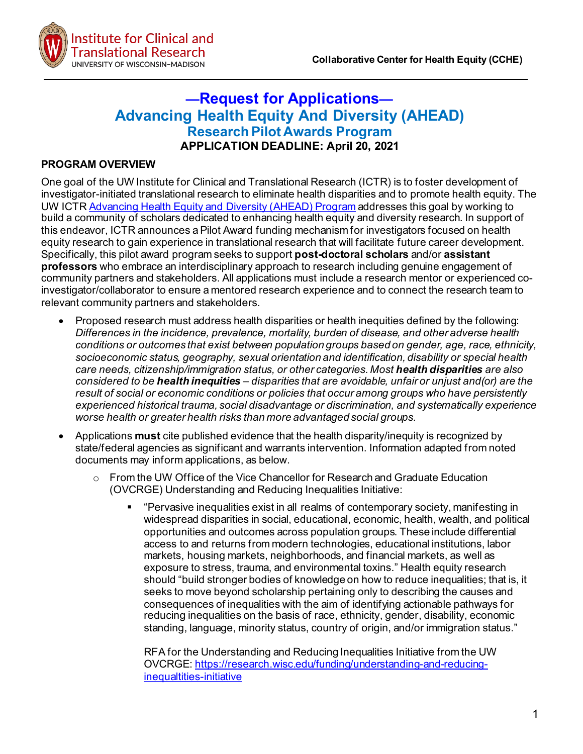Institute for Clinical and Translational Research
UNIVERSITY OF WISCONSIN–MADISON

**Collaborative Center for Health Equity (CCHE)**

# —Request for Applications—
# Advancing Health Equity And Diversity (AHEAD)
## Research Pilot Awards Program
**APPLICATION DEADLINE: April 20, 2021**

### PROGRAM OVERVIEW

One goal of the UW Institute for Clinical and Translational Research (ICTR) is to foster development of investigator-initiated translational research to eliminate health disparities and to promote health equity. The UW ICTR [Advancing Health Equity and Diversity (AHEAD) Program](#) addresses this goal by working to build a community of scholars dedicated to enhancing health equity and diversity research. In support of this endeavor, ICTR announces a Pilot Award funding mechanism for investigators focused on health equity research to gain experience in translational research that will facilitate future career development. Specifically, this pilot award program seeks to support **post-doctoral scholars** and/or **assistant professors** who embrace an interdisciplinary approach to research including genuine engagement of community partners and stakeholders. All applications must include a research mentor or experienced co-investigator/collaborator to ensure a mentored research experience and to connect the research team to relevant community partners and stakeholders.

- Proposed research must address health disparities or health inequities defined by the following: *Differences in the incidence, prevalence, mortality, burden of disease, and other adverse health conditions or outcomes that exist between population groups based on gender, age, race, ethnicity, socioeconomic status, geography, sexual orientation and identification, disability or special health care needs, citizenship/immigration status, or other categories. Most **health disparities** are also considered to be **health inequities** – disparities that are avoidable, unfair or unjust and(or) are the result of social or economic conditions or policies that occur among groups who have persistently experienced historical trauma, social disadvantage or discrimination, and systematically experience worse health or greater health risks than more advantaged social groups.*
- Applications **must** cite published evidence that the health disparity/inequity is recognized by state/federal agencies as significant and warrants intervention. Information adapted from noted documents may inform applications, as below.
  - From the UW Office of the Vice Chancellor for Research and Graduate Education (OVCRGE) Understanding and Reducing Inequalities Initiative:
    - "Pervasive inequalities exist in all realms of contemporary society, manifesting in widespread disparities in social, educational, economic, health, wealth, and political opportunities and outcomes across population groups. These include differential access to and returns from modern technologies, educational institutions, labor markets, housing markets, neighborhoods, and financial markets, as well as exposure to stress, trauma, and environmental toxins." Health equity research should "build stronger bodies of knowledge on how to reduce inequalities; that is, it seeks to move beyond scholarship pertaining only to describing the causes and consequences of inequalities with the aim of identifying actionable pathways for reducing inequalities on the basis of race, ethnicity, gender, disability, economic standing, language, minority status, country of origin, and/or immigration status."

      RFA for the Understanding and Reducing Inequalities Initiative from the UW OVCRGE: [https://research.wisc.edu/funding/understanding-and-reducing-inequaltities-initiative](https://research.wisc.edu/funding/understanding-and-reducing-inequaltities-initiative)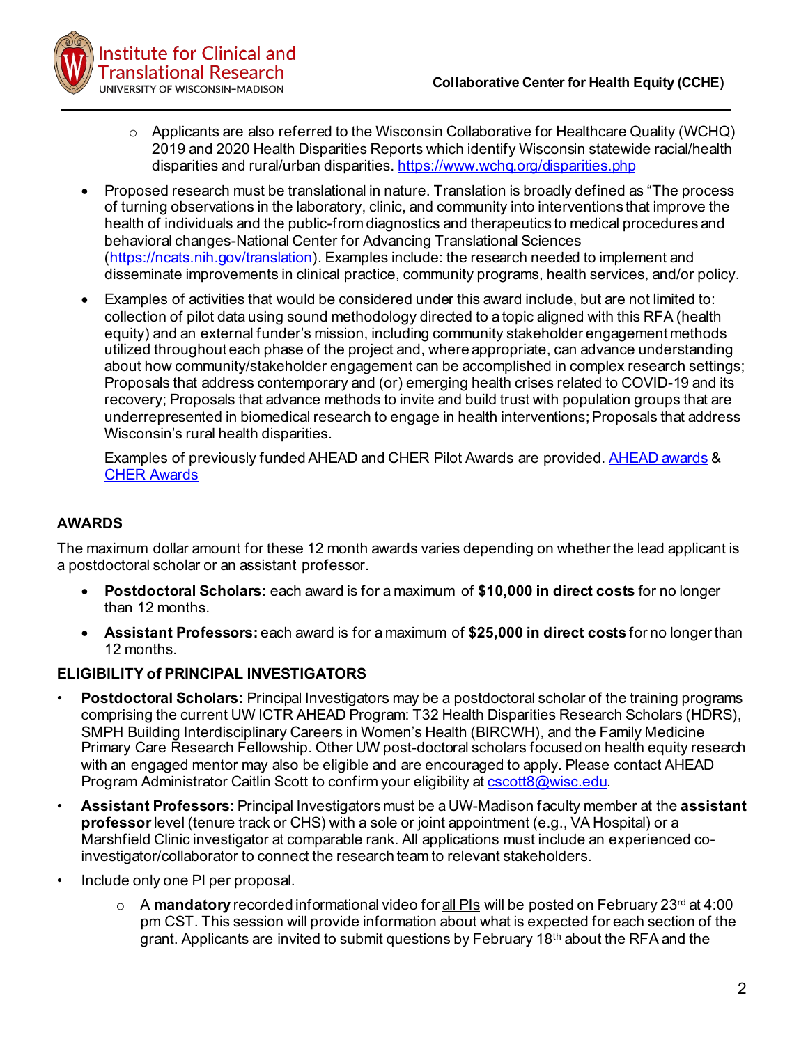- Applicants are also referred to the Wisconsin Collaborative for Healthcare Quality (WCHQ) 2019 and 2020 Health Disparities Reports which identify Wisconsin statewide racial/health disparities and rural/urban disparities. https://www.wchq.org/disparities.php

- Proposed research must be translational in nature. Translation is broadly defined as "The process of turning observations in the laboratory, clinic, and community into interventions that improve the health of individuals and the public-from diagnostics and therapeutics to medical procedures and behavioral changes-National Center for Advancing Translational Sciences (https://ncats.nih.gov/translation). Examples include: the research needed to implement and disseminate improvements in clinical practice, community programs, health services, and/or policy.

- Examples of activities that would be considered under this award include, but are not limited to: collection of pilot data using sound methodology directed to a topic aligned with this RFA (health equity) and an external funder's mission, including community stakeholder engagement methods utilized throughout each phase of the project and, where appropriate, can advance understanding about how community/stakeholder engagement can be accomplished in complex research settings; Proposals that address contemporary and (or) emerging health crises related to COVID-19 and its recovery; Proposals that advance methods to invite and build trust with population groups that are underrepresented in biomedical research to engage in health interventions; Proposals that address Wisconsin's rural health disparities.

  Examples of previously funded AHEAD and CHER Pilot Awards are provided. AHEAD awards & CHER Awards

## AWARDS

The maximum dollar amount for these 12 month awards varies depending on whether the lead applicant is a postdoctoral scholar or an assistant professor.

- **Postdoctoral Scholars:** each award is for a maximum of **$10,000 in direct costs** for no longer than 12 months.
- **Assistant Professors:** each award is for a maximum of **$25,000 in direct costs** for no longer than 12 months.

## ELIGIBILITY of PRINCIPAL INVESTIGATORS

- **Postdoctoral Scholars:** Principal Investigators may be a postdoctoral scholar of the training programs comprising the current UW ICTR AHEAD Program: T32 Health Disparities Research Scholars (HDRS), SMPH Building Interdisciplinary Careers in Women's Health (BIRCWH), and the Family Medicine Primary Care Research Fellowship. Other UW post-doctoral scholars focused on health equity research with an engaged mentor may also be eligible and are encouraged to apply. Please contact AHEAD Program Administrator Caitlin Scott to confirm your eligibility at cscott8@wisc.edu.
- **Assistant Professors:** Principal Investigators must be a UW-Madison faculty member at the **assistant professor** level (tenure track or CHS) with a sole or joint appointment (e.g., VA Hospital) or a Marshfield Clinic investigator at comparable rank. All applications must include an experienced co-investigator/collaborator to connect the research team to relevant stakeholders.
- Include only one PI per proposal.
  - A **mandatory** recorded informational video for all PIs will be posted on February 23rd at 4:00 pm CST. This session will provide information about what is expected for each section of the grant. Applicants are invited to submit questions by February 18th about the RFA and the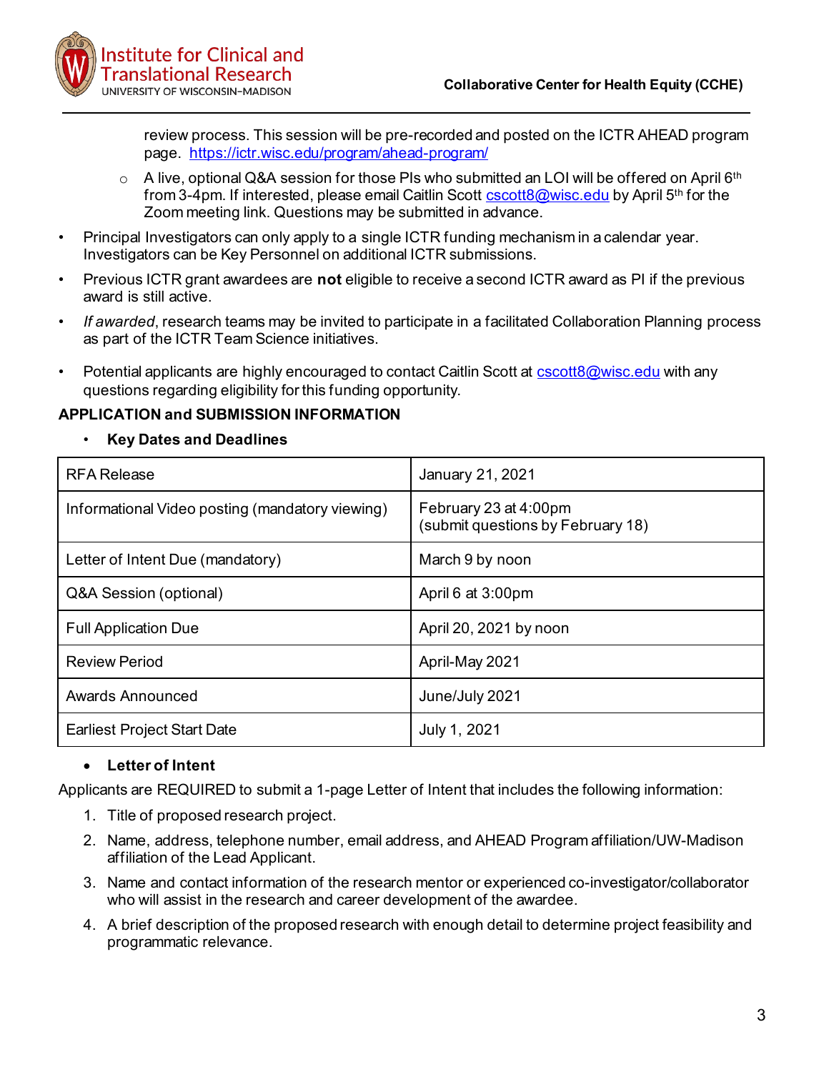review process. This session will be pre-recorded and posted on the ICTR AHEAD program page. https://ictr.wisc.edu/program/ahead-program/

  - A live, optional Q&A session for those PIs who submitted an LOI will be offered on April 6th from 3-4pm. If interested, please email Caitlin Scott cscott8@wisc.edu by April 5th for the Zoom meeting link. Questions may be submitted in advance.

- Principal Investigators can only apply to a single ICTR funding mechanism in a calendar year. Investigators can be Key Personnel on additional ICTR submissions.
- Previous ICTR grant awardees are **not** eligible to receive a second ICTR award as PI if the previous award is still active.
- *If awarded*, research teams may be invited to participate in a facilitated Collaboration Planning process as part of the ICTR Team Science initiatives.
- Potential applicants are highly encouraged to contact Caitlin Scott at cscott8@wisc.edu with any questions regarding eligibility for this funding opportunity.

## APPLICATION and SUBMISSION INFORMATION

- **Key Dates and Deadlines**

| RFA Release | January 21, 2021 |
|---|---|
| Informational Video posting (mandatory viewing) | February 23 at 4:00pm (submit questions by February 18) |
| Letter of Intent Due (mandatory) | March 9 by noon |
| Q&A Session (optional) | April 6 at 3:00pm |
| Full Application Due | April 20, 2021 by noon |
| Review Period | April-May 2021 |
| Awards Announced | June/July 2021 |
| Earliest Project Start Date | July 1, 2021 |

- **Letter of Intent**

Applicants are REQUIRED to submit a 1-page Letter of Intent that includes the following information:

1. Title of proposed research project.
2. Name, address, telephone number, email address, and AHEAD Program affiliation/UW-Madison affiliation of the Lead Applicant.
3. Name and contact information of the research mentor or experienced co-investigator/collaborator who will assist in the research and career development of the awardee.
4. A brief description of the proposed research with enough detail to determine project feasibility and programmatic relevance.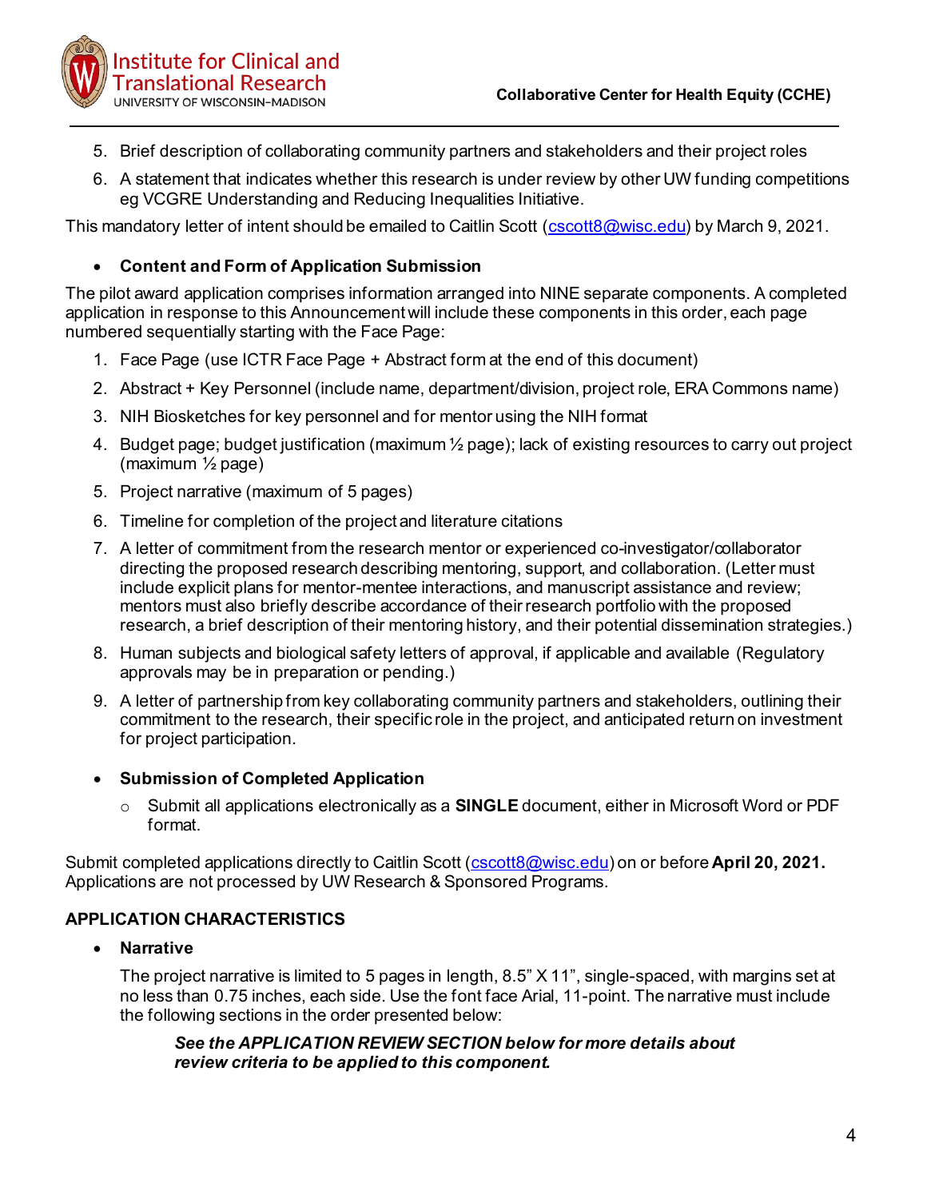5. Brief description of collaborating community partners and stakeholders and their project roles
6. A statement that indicates whether this research is under review by other UW funding competitions eg VCGRE Understanding and Reducing Inequalities Initiative.

This mandatory letter of intent should be emailed to Caitlin Scott (cscott8@wisc.edu) by March 9, 2021.

- **Content and Form of Application Submission**

The pilot award application comprises information arranged into NINE separate components. A completed application in response to this Announcement will include these components in this order, each page numbered sequentially starting with the Face Page:

1. Face Page (use ICTR Face Page + Abstract form at the end of this document)
2. Abstract + Key Personnel (include name, department/division, project role, ERA Commons name)
3. NIH Biosketches for key personnel and for mentor using the NIH format
4. Budget page; budget justification (maximum ½ page); lack of existing resources to carry out project (maximum ½ page)
5. Project narrative (maximum of 5 pages)
6. Timeline for completion of the project and literature citations
7. A letter of commitment from the research mentor or experienced co-investigator/collaborator directing the proposed research describing mentoring, support, and collaboration. (Letter must include explicit plans for mentor-mentee interactions, and manuscript assistance and review; mentors must also briefly describe accordance of their research portfolio with the proposed research, a brief description of their mentoring history, and their potential dissemination strategies.)
8. Human subjects and biological safety letters of approval, if applicable and available (Regulatory approvals may be in preparation or pending.)
9. A letter of partnership from key collaborating community partners and stakeholders, outlining their commitment to the research, their specific role in the project, and anticipated return on investment for project participation.

- **Submission of Completed Application**
  - Submit all applications electronically as a **SINGLE** document, either in Microsoft Word or PDF format.

Submit completed applications directly to Caitlin Scott (cscott8@wisc.edu) on or before **April 20, 2021.** Applications are not processed by UW Research & Sponsored Programs.

## APPLICATION CHARACTERISTICS

- **Narrative**

  The project narrative is limited to 5 pages in length, 8.5" X 11", single-spaced, with margins set at no less than 0.75 inches, each side. Use the font face Arial, 11-point. The narrative must include the following sections in the order presented below:

  > ***See the APPLICATION REVIEW SECTION below for more details about review criteria to be applied to this component.***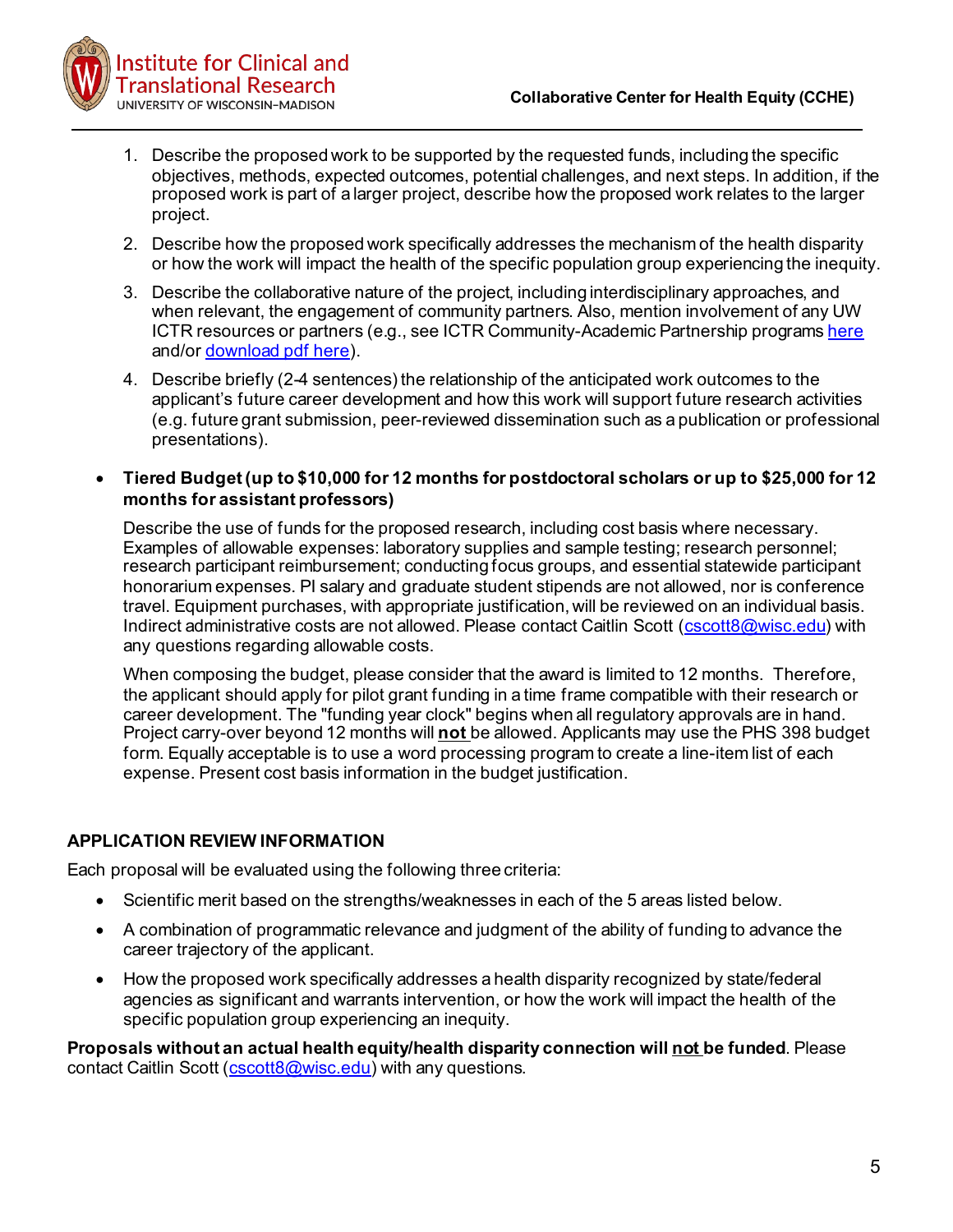1. Describe the proposed work to be supported by the requested funds, including the specific objectives, methods, expected outcomes, potential challenges, and next steps. In addition, if the proposed work is part of a larger project, describe how the proposed work relates to the larger project.
2. Describe how the proposed work specifically addresses the mechanism of the health disparity or how the work will impact the health of the specific population group experiencing the inequity.
3. Describe the collaborative nature of the project, including interdisciplinary approaches, and when relevant, the engagement of community partners. Also, mention involvement of any UW ICTR resources or partners (e.g., see ICTR Community-Academic Partnership programs here and/or download pdf here).
4. Describe briefly (2-4 sentences) the relationship of the anticipated work outcomes to the applicant's future career development and how this work will support future research activities (e.g. future grant submission, peer-reviewed dissemination such as a publication or professional presentations).

- **Tiered Budget (up to $10,000 for 12 months for postdoctoral scholars or up to $25,000 for 12 months for assistant professors)**

  Describe the use of funds for the proposed research, including cost basis where necessary. Examples of allowable expenses: laboratory supplies and sample testing; research personnel; research participant reimbursement; conducting focus groups, and essential statewide participant honorarium expenses. PI salary and graduate student stipends are not allowed, nor is conference travel. Equipment purchases, with appropriate justification, will be reviewed on an individual basis. Indirect administrative costs are not allowed. Please contact Caitlin Scott (cscott8@wisc.edu) with any questions regarding allowable costs.

  When composing the budget, please consider that the award is limited to 12 months. Therefore, the applicant should apply for pilot grant funding in a time frame compatible with their research or career development. The "funding year clock" begins when all regulatory approvals are in hand. Project carry-over beyond 12 months will **not** be allowed. Applicants may use the PHS 398 budget form. Equally acceptable is to use a word processing program to create a line-item list of each expense. Present cost basis information in the budget justification.

## APPLICATION REVIEW INFORMATION

Each proposal will be evaluated using the following three criteria:

- Scientific merit based on the strengths/weaknesses in each of the 5 areas listed below.
- A combination of programmatic relevance and judgment of the ability of funding to advance the career trajectory of the applicant.
- How the proposed work specifically addresses a health disparity recognized by state/federal agencies as significant and warrants intervention, or how the work will impact the health of the specific population group experiencing an inequity.

**Proposals without an actual health equity/health disparity connection will not be funded**. Please contact Caitlin Scott (cscott8@wisc.edu) with any questions.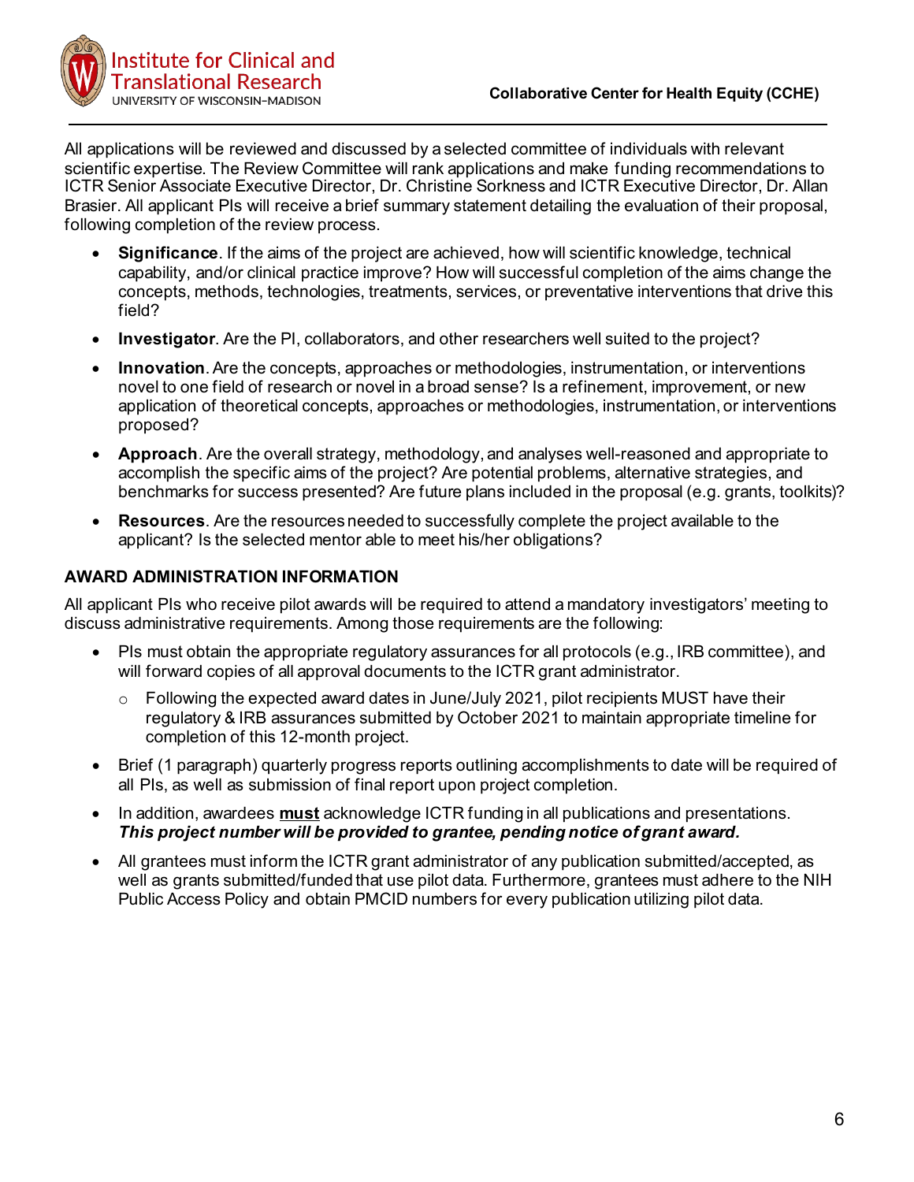All applications will be reviewed and discussed by a selected committee of individuals with relevant scientific expertise. The Review Committee will rank applications and make funding recommendations to ICTR Senior Associate Executive Director, Dr. Christine Sorkness and ICTR Executive Director, Dr. Allan Brasier. All applicant PIs will receive a brief summary statement detailing the evaluation of their proposal, following completion of the review process.

- **Significance**. If the aims of the project are achieved, how will scientific knowledge, technical capability, and/or clinical practice improve? How will successful completion of the aims change the concepts, methods, technologies, treatments, services, or preventative interventions that drive this field?
- **Investigator**. Are the PI, collaborators, and other researchers well suited to the project?
- **Innovation**. Are the concepts, approaches or methodologies, instrumentation, or interventions novel to one field of research or novel in a broad sense? Is a refinement, improvement, or new application of theoretical concepts, approaches or methodologies, instrumentation, or interventions proposed?
- **Approach**. Are the overall strategy, methodology, and analyses well-reasoned and appropriate to accomplish the specific aims of the project? Are potential problems, alternative strategies, and benchmarks for success presented? Are future plans included in the proposal (e.g. grants, toolkits)?
- **Resources**. Are the resources needed to successfully complete the project available to the applicant? Is the selected mentor able to meet his/her obligations?

## AWARD ADMINISTRATION INFORMATION

All applicant PIs who receive pilot awards will be required to attend a mandatory investigators' meeting to discuss administrative requirements. Among those requirements are the following:

- PIs must obtain the appropriate regulatory assurances for all protocols (e.g., IRB committee), and will forward copies of all approval documents to the ICTR grant administrator.
  - Following the expected award dates in June/July 2021, pilot recipients MUST have their regulatory & IRB assurances submitted by October 2021 to maintain appropriate timeline for completion of this 12-month project.
- Brief (1 paragraph) quarterly progress reports outlining accomplishments to date will be required of all PIs, as well as submission of final report upon project completion.
- In addition, awardees **must** acknowledge ICTR funding in all publications and presentations. ***This project number will be provided to grantee, pending notice of grant award.***
- All grantees must inform the ICTR grant administrator of any publication submitted/accepted, as well as grants submitted/funded that use pilot data. Furthermore, grantees must adhere to the NIH Public Access Policy and obtain PMCID numbers for every publication utilizing pilot data.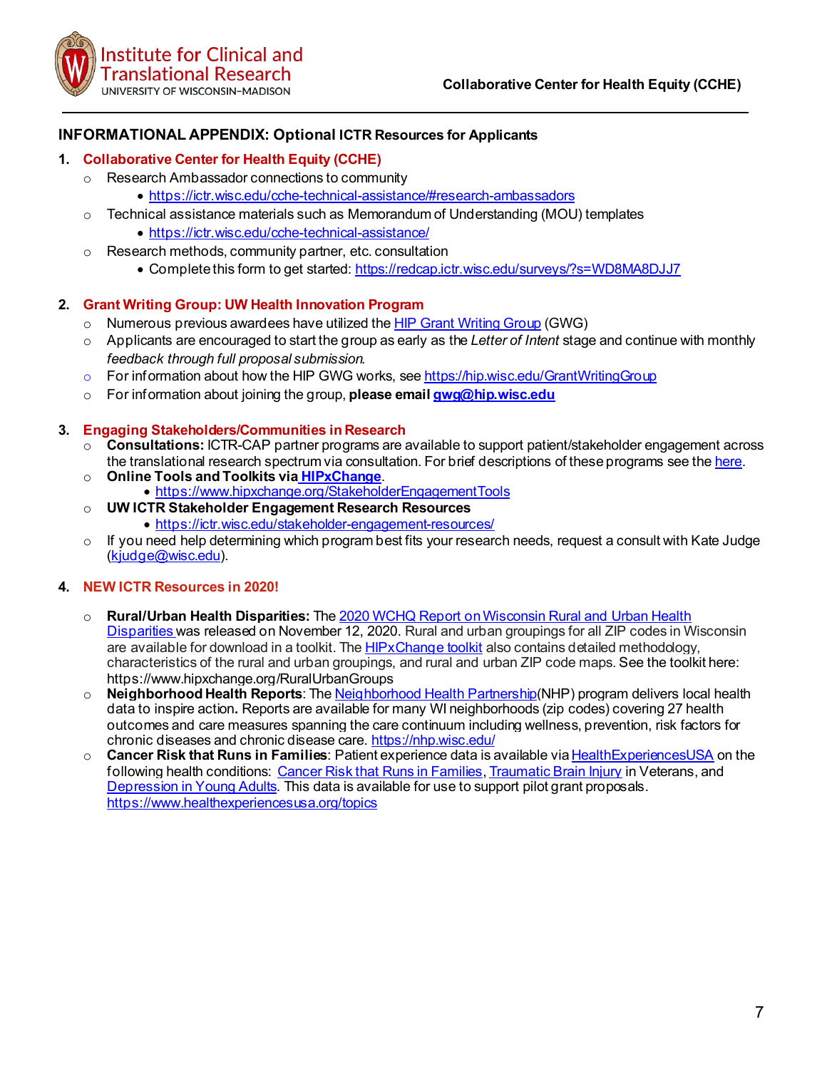## INFORMATIONAL APPENDIX: Optional ICTR Resources for Applicants

1. **Collaborative Center for Health Equity (CCHE)**
   - Research Ambassador connections to community
     - https://ictr.wisc.edu/cche-technical-assistance/#research-ambassadors
   - Technical assistance materials such as Memorandum of Understanding (MOU) templates
     - https://ictr.wisc.edu/cche-technical-assistance/
   - Research methods, community partner, etc. consultation
     - Complete this form to get started: https://redcap.ictr.wisc.edu/surveys/?s=WD8MA8DJJ7

2. **Grant Writing Group: UW Health Innovation Program**
   - Numerous previous awardees have utilized the HIP Grant Writing Group (GWG)
   - Applicants are encouraged to start the group as early as the *Letter of Intent* stage and continue with monthly *feedback through full proposal submission.*
   - For information about how the HIP GWG works, see https://hip.wisc.edu/GrantWritingGroup
   - For information about joining the group, **please email gwg@hip.wisc.edu**

3. **Engaging Stakeholders/Communities in Research**
   - **Consultations:** ICTR-CAP partner programs are available to support patient/stakeholder engagement across the translational research spectrum via consultation. For brief descriptions of these programs see the here.
   - **Online Tools and Toolkits via HIPxChange**.
     - https://www.hipxchange.org/StakeholderEngagementTools
   - **UW ICTR Stakeholder Engagement Research Resources**
     - https://ictr.wisc.edu/stakeholder-engagement-resources/
   - If you need help determining which program best fits your research needs, request a consult with Kate Judge (kjudge@wisc.edu).

4. **NEW ICTR Resources in 2020!**
   - **Rural/Urban Health Disparities:** The 2020 WCHQ Report on Wisconsin Rural and Urban Health Disparities was released on November 12, 2020. Rural and urban groupings for all ZIP codes in Wisconsin are available for download in a toolkit. The HIPxChange toolkit also contains detailed methodology, characteristics of the rural and urban groupings, and rural and urban ZIP code maps. See the toolkit here: https://www.hipxchange.org/RuralUrbanGroups
   - **Neighborhood Health Reports**: The Neighborhood Health Partnership(NHP) program delivers local health data to inspire action**.** Reports are available for many WI neighborhoods (zip codes) covering 27 health outcomes and care measures spanning the care continuum including wellness, prevention, risk factors for chronic diseases and chronic disease care. https://nhp.wisc.edu/
   - **Cancer Risk that Runs in Families**: Patient experience data is available via HealthExperiencesUSA on the following health conditions: Cancer Risk that Runs in Families, Traumatic Brain Injury in Veterans, and Depression in Young Adults. This data is available for use to support pilot grant proposals. https://www.healthexperiencesusa.org/topics